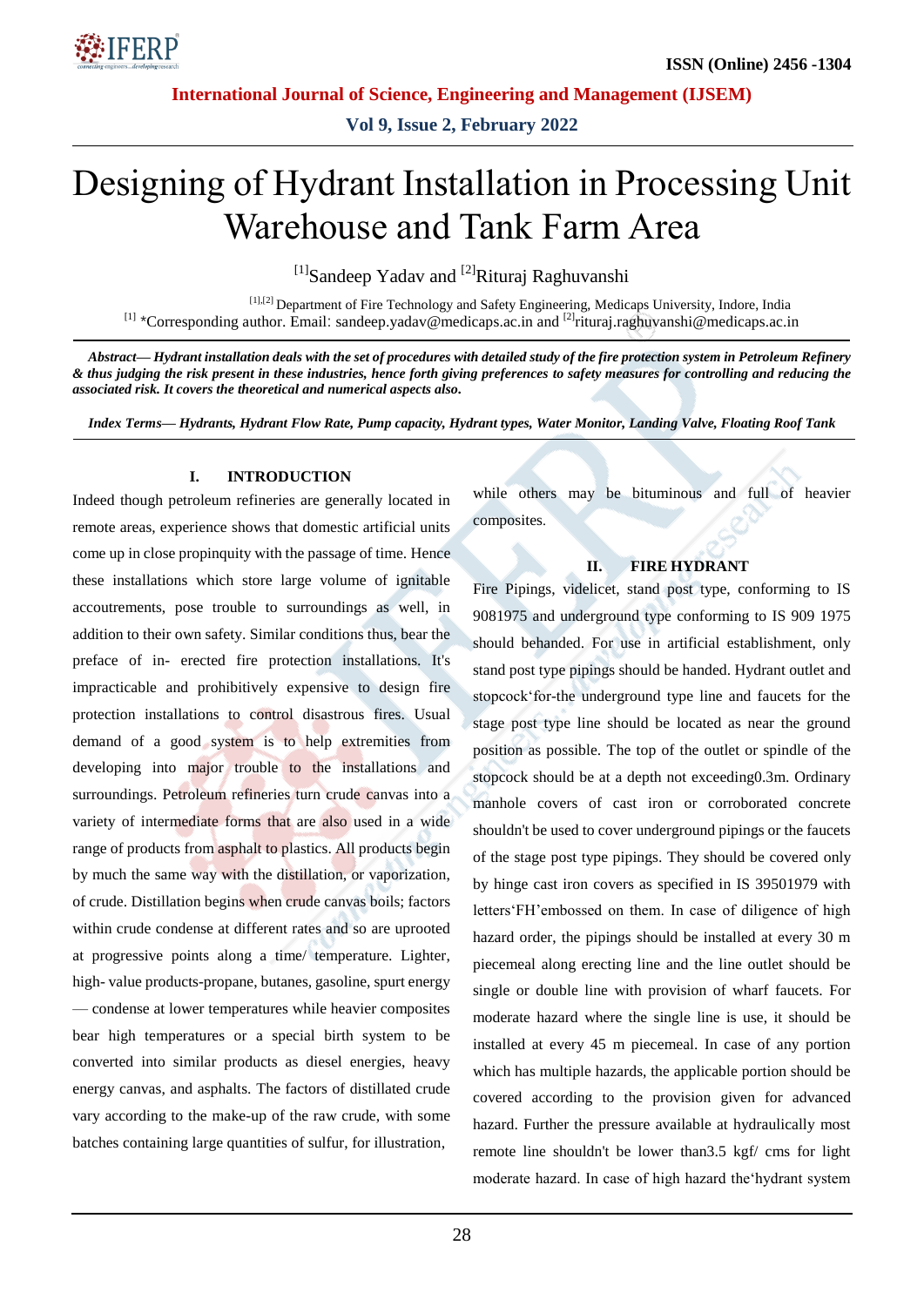# Designing of Hydrant Installation in Processing Unit Warehouse and Tank Farm Area

[1]Sandeep Yadav and [2]Rituraj Raghuvanshi

[1],[2] Department of Fire Technology and Safety Engineering, Medicaps University, Indore, India
[1] *Corresponding author. Email: sandeep.yadav@medicaps.ac.in and [2]rituraj.raghuvanshi@medicaps.ac.in

***Abstract— Hydrant installation deals with the set of procedures with detailed study of the fire protection system in Petroleum Refinery & thus judging the risk present in these industries, hence forth giving preferences to safety measures for controlling and reducing the associated risk. It covers the theoretical and numerical aspects also.***

***Index Terms— Hydrants, Hydrant Flow Rate, Pump capacity, Hydrant types, Water Monitor, Landing Valve, Floating Roof Tank***

## I. INTRODUCTION

Indeed though petroleum refineries are generally located in remote areas, experience shows that domestic artificial units come up in close propinquity with the passage of time. Hence these installations which store large volume of ignitable accoutrements, pose trouble to surroundings as well, in addition to their own safety. Similar conditions thus, bear the preface of in- erected fire protection installations. It's impracticable and prohibitively expensive to design fire protection installations to control disastrous fires. Usual demand of a good system is to help extremities from developing into major trouble to the installations and surroundings. Petroleum refineries turn crude canvas into a variety of intermediate forms that are also used in a wide range of products from asphalt to plastics. All products begin by much the same way with the distillation, or vaporization, of crude. Distillation begins when crude canvas boils; factors within crude condense at different rates and so are uprooted at progressive points along a time/ temperature. Lighter, high- value products-propane, butanes, gasoline, spurt energy — condense at lower temperatures while heavier composites bear high temperatures or a special birth system to be converted into similar products as diesel energies, heavy energy canvas, and asphalts. The factors of distillated crude vary according to the make-up of the raw crude, with some batches containing large quantities of sulfur, for illustration, while others may be bituminous and full of heavier composites.

## II. FIRE HYDRANT

Fire Pipings, videlicet, stand post type, conforming to IS 9081975 and underground type conforming to IS 909 1975 should behanded. For use in artificial establishment, only stand post type pipings should be handed. Hydrant outlet and stopcock'for-the underground type line and faucets for the stage post type line should be located as near the ground position as possible. The top of the outlet or spindle of the stopcock should be at a depth not exceeding0.3m. Ordinary manhole covers of cast iron or corroborated concrete shouldn't be used to cover underground pipings or the faucets of the stage post type pipings. They should be covered only by hinge cast iron covers as specified in IS 39501979 with letters'FH'embossed on them. In case of diligence of high hazard order, the pipings should be installed at every 30 m piecemeal along erecting line and the line outlet should be single or double line with provision of wharf faucets. For moderate hazard where the single line is use, it should be installed at every 45 m piecemeal. In case of any portion which has multiple hazards, the applicable portion should be covered according to the provision given for advanced hazard. Further the pressure available at hydraulically most remote line shouldn't be lower than3.5 kgf/ cms for light moderate hazard. In case of high hazard the'hydrant system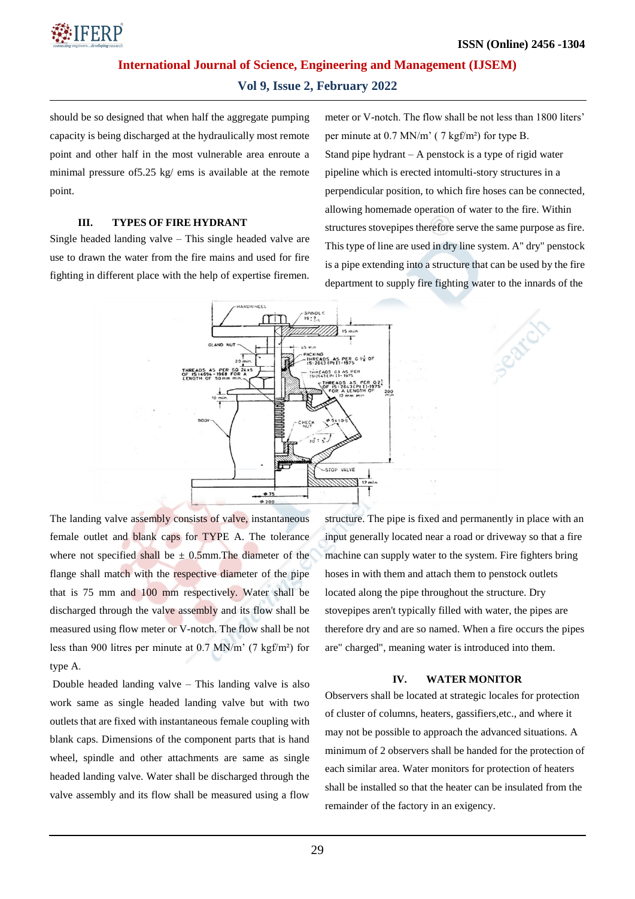should be so designed that when half the aggregate pumping capacity is being discharged at the hydraulically most remote point and other half in the most vulnerable area enroute a minimal pressure of5.25 kg/ ems is available at the remote point.

## III. TYPES OF FIRE HYDRANT

Single headed landing valve – This single headed valve are use to drawn the water from the fire mains and used for fire fighting in different place with the help of expertise firemen.

The landing valve assembly consists of valve, instantaneous female outlet and blank caps for TYPE A. The tolerance where not specified shall be ± 0.5mm.The diameter of the flange shall match with the respective diameter of the pipe that is 75 mm and 100 mm respectively. Water shall be discharged through the valve assembly and its flow shall be measured using flow meter or V-notch. The flow shall be not less than 900 litres per minute at 0.7 MN/m' (7 kgf/m²) for type A.

Double headed landing valve – This landing valve is also work same as single headed landing valve but with two outlets that are fixed with instantaneous female coupling with blank caps. Dimensions of the component parts that is hand wheel, spindle and other attachments are same as single headed landing valve. Water shall be discharged through the valve assembly and its flow shall be measured using a flow meter or V-notch. The flow shall be not less than 1800 liters' per minute at 0.7 MN/m' ( 7 kgf/m²) for type B.

Stand pipe hydrant – A penstock is a type of rigid water pipeline which is erected intomulti-story structures in a perpendicular position, to which fire hoses can be connected, allowing homemade operation of water to the fire. Within structures stovepipes therefore serve the same purpose as fire. This type of line are used in dry line system. A" dry" penstock is a pipe extending into a structure that can be used by the fire department to supply fire fighting water to the innards of the structure. The pipe is fixed and permanently in place with an input generally located near a road or driveway so that a fire machine can supply water to the system. Fire fighters bring hoses in with them and attach them to penstock outlets located along the pipe throughout the structure. Dry stovepipes aren't typically filled with water, the pipes are therefore dry and are so named. When a fire occurs the pipes are" charged", meaning water is introduced into them.

## IV. WATER MONITOR

Observers shall be located at strategic locales for protection of cluster of columns, heaters, gassifiers,etc., and where it may not be possible to approach the advanced situations. A minimum of 2 observers shall be handed for the protection of each similar area. Water monitors for protection of heaters shall be installed so that the heater can be insulated from the remainder of the factory in an exigency.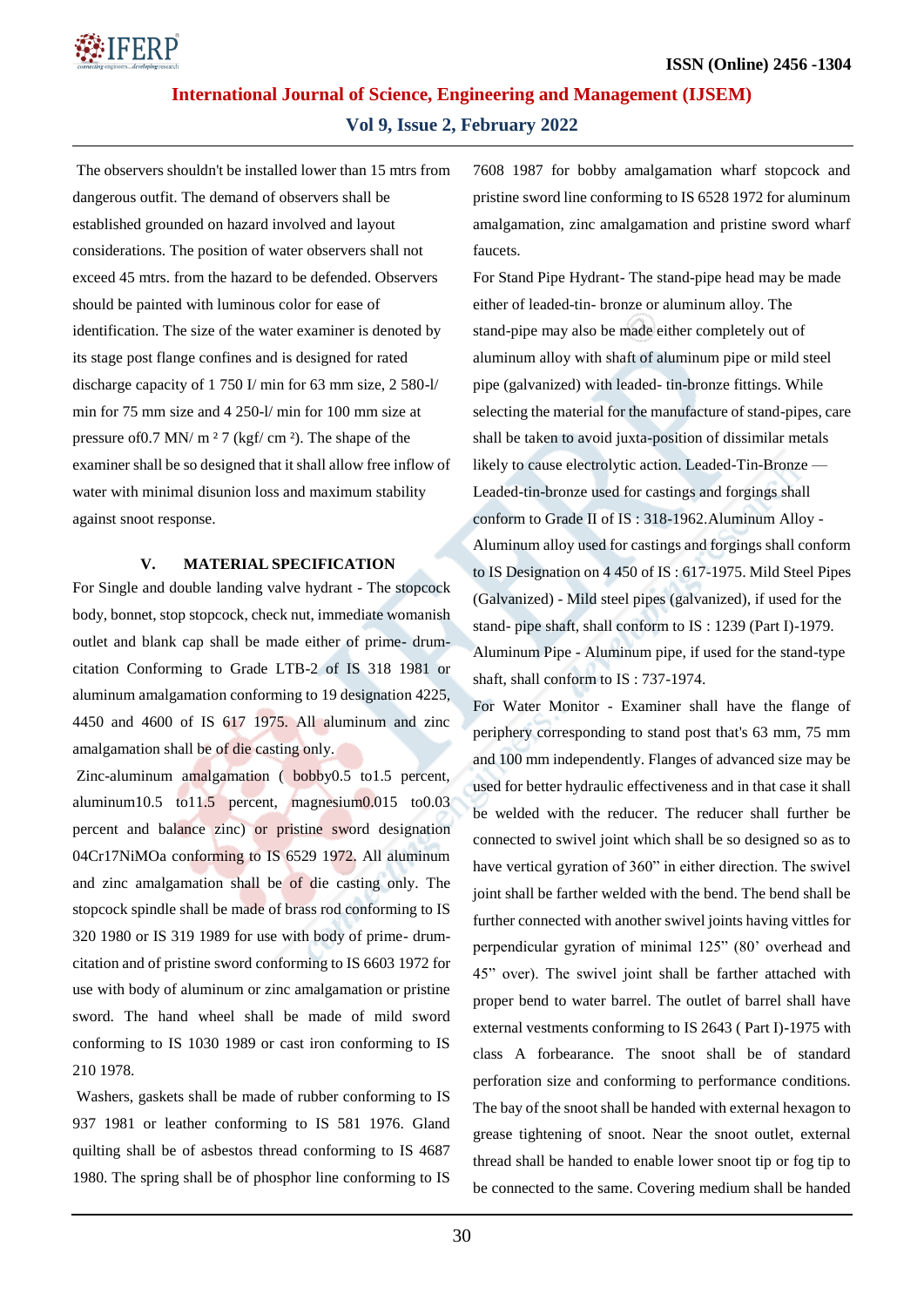The observers shouldn't be installed lower than 15 mtrs from dangerous outfit. The demand of observers shall be established grounded on hazard involved and layout considerations. The position of water observers shall not exceed 45 mtrs. from the hazard to be defended. Observers should be painted with luminous color for ease of identification. The size of the water examiner is denoted by its stage post flange confines and is designed for rated discharge capacity of 1 750 I/ min for 63 mm size, 2 580-l/ min for 75 mm size and 4 250-l/ min for 100 mm size at pressure of0.7 MN/ m ² 7 (kgf/ cm ²). The shape of the examiner shall be so designed that it shall allow free inflow of water with minimal disunion loss and maximum stability against snoot response.

## V. MATERIAL SPECIFICATION

For Single and double landing valve hydrant - The stopcock body, bonnet, stop stopcock, check nut, immediate womanish outlet and blank cap shall be made either of prime- drum-citation Conforming to Grade LTB-2 of IS 318 1981 or aluminum amalgamation conforming to 19 designation 4225, 4450 and 4600 of IS 617 1975. All aluminum and zinc amalgamation shall be of die casting only.

Zinc-aluminum amalgamation ( bobby0.5 to1.5 percent, aluminum10.5 to11.5 percent, magnesium0.015 to0.03 percent and balance zinc) or pristine sword designation 04Cr17NiMOa conforming to IS 6529 1972. All aluminum and zinc amalgamation shall be of die casting only. The stopcock spindle shall be made of brass rod conforming to IS 320 1980 or IS 319 1989 for use with body of prime- drum-citation and of pristine sword conforming to IS 6603 1972 for use with body of aluminum or zinc amalgamation or pristine sword. The hand wheel shall be made of mild sword conforming to IS 1030 1989 or cast iron conforming to IS 210 1978.

Washers, gaskets shall be made of rubber conforming to IS 937 1981 or leather conforming to IS 581 1976. Gland quilting shall be of asbestos thread conforming to IS 4687 1980. The spring shall be of phosphor line conforming to IS 7608 1987 for bobby amalgamation wharf stopcock and pristine sword line conforming to IS 6528 1972 for aluminum amalgamation, zinc amalgamation and pristine sword wharf faucets.

For Stand Pipe Hydrant- The stand-pipe head may be made either of leaded-tin- bronze or aluminum alloy. The stand-pipe may also be made either completely out of aluminum alloy with shaft of aluminum pipe or mild steel pipe (galvanized) with leaded- tin-bronze fittings. While selecting the material for the manufacture of stand-pipes, care shall be taken to avoid juxta-position of dissimilar metals likely to cause electrolytic action. Leaded-Tin-Bronze — Leaded-tin-bronze used for castings and forgings shall conform to Grade II of IS : 318-1962.Aluminum Alloy - Aluminum alloy used for castings and forgings shall conform to IS Designation on 4 450 of IS : 617-1975. Mild Steel Pipes (Galvanized) - Mild steel pipes (galvanized), if used for the stand- pipe shaft, shall conform to IS : 1239 (Part I)-1979. Aluminum Pipe - Aluminum pipe, if used for the stand-type shaft, shall conform to IS : 737-1974.

For Water Monitor - Examiner shall have the flange of periphery corresponding to stand post that's 63 mm, 75 mm and 100 mm independently. Flanges of advanced size may be used for better hydraulic effectiveness and in that case it shall be welded with the reducer. The reducer shall further be connected to swivel joint which shall be so designed so as to have vertical gyration of 360" in either direction. The swivel joint shall be farther welded with the bend. The bend shall be further connected with another swivel joints having vittles for perpendicular gyration of minimal 125" (80' overhead and 45" over). The swivel joint shall be farther attached with proper bend to water barrel. The outlet of barrel shall have external vestments conforming to IS 2643 ( Part I)-1975 with class A forbearance. The snoot shall be of standard perforation size and conforming to performance conditions. The bay of the snoot shall be handed with external hexagon to grease tightening of snoot. Near the snoot outlet, external thread shall be handed to enable lower snoot tip or fog tip to be connected to the same. Covering medium shall be handed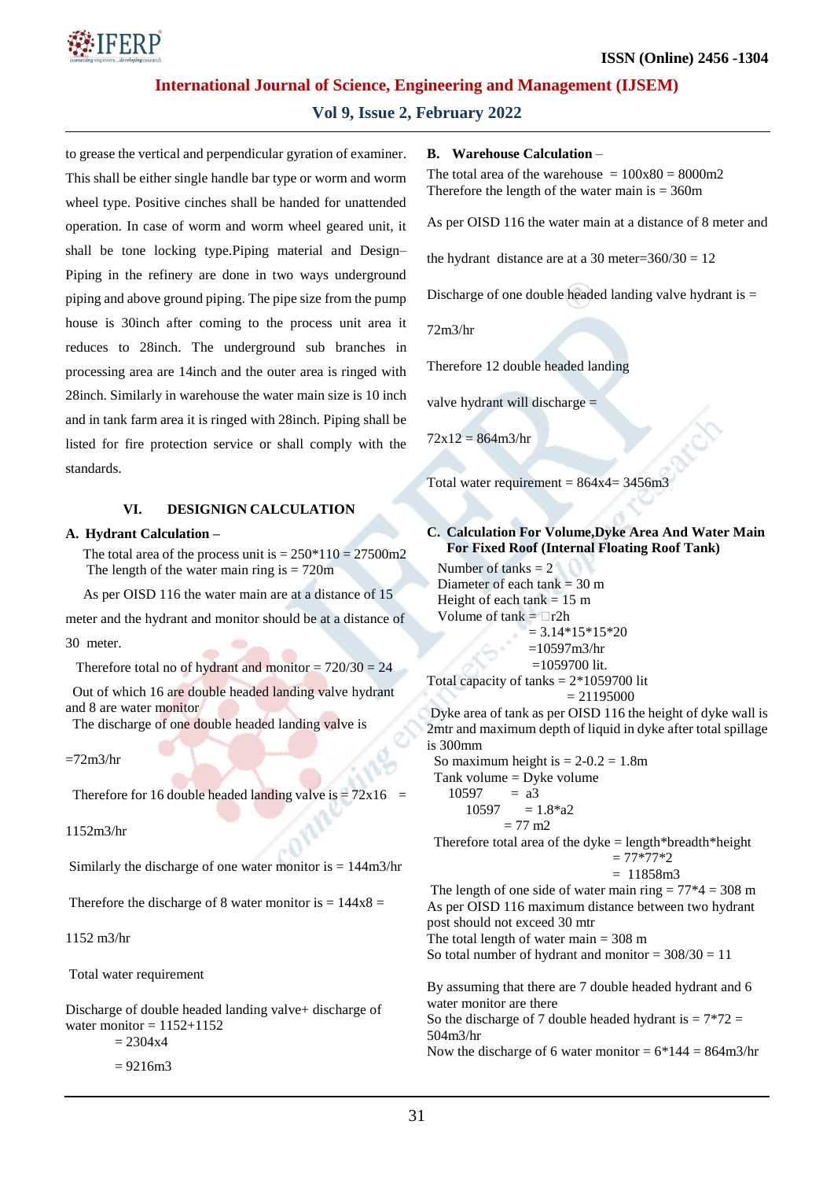to grease the vertical and perpendicular gyration of examiner. This shall be either single handle bar type or worm and worm wheel type. Positive cinches shall be handed for unattended operation. In case of worm and worm wheel geared unit, it shall be tone locking type.Piping material and Design–Piping in the refinery are done in two ways underground piping and above ground piping. The pipe size from the pump house is 30inch after coming to the process unit area it reduces to 28inch. The underground sub branches in processing area are 14inch and the outer area is ringed with 28inch. Similarly in warehouse the water main size is 10 inch and in tank farm area it is ringed with 28inch. Piping shall be listed for fire protection service or shall comply with the standards.

## VI. DESIGNIGN CALCULATION

### A. Hydrant Calculation –

The total area of the process unit is = 250*110 = 27500m2
The length of the water main ring is = 720m

As per OISD 116 the water main are at a distance of 15 meter and the hydrant and monitor should be at a distance of 30 meter.

Therefore total no of hydrant and monitor = 720/30 = 24

Out of which 16 are double headed landing valve hydrant and 8 are water monitor
The discharge of one double headed landing valve is

=72m3/hr

Therefore for 16 double headed landing valve is = 72x16 = 1152m3/hr

Similarly the discharge of one water monitor is = 144m3/hr

Therefore the discharge of 8 water monitor is = 144x8 = 1152 m3/hr

Total water requirement

Discharge of double headed landing valve+ discharge of water monitor = 1152+1152
= 2304x4
= 9216m3

### B. Warehouse Calculation –

The total area of the warehouse = 100x80 = 8000m2
Therefore the length of the water main is = 360m

As per OISD 116 the water main at a distance of 8 meter and the hydrant distance are at a 30 meter=360/30 = 12

Discharge of one double headed landing valve hydrant is = 72m3/hr

Therefore 12 double headed landing valve hydrant will discharge = 72x12 = 864m3/hr

Total water requirement = 864x4= 3456m3

### C. Calculation For Volume,Dyke Area And Water Main For Fixed Roof (Internal Floating Roof Tank)

Number of tanks = 2
Diameter of each tank = 30 m
Height of each tank = 15 m
Volume of tank = □r2h
= 3.14*15*15*20
=10597m3/hr
=1059700 lit.
Total capacity of tanks = 2*1059700 lit
= 21195000

Dyke area of tank as per OISD 116 the height of dyke wall is 2mtr and maximum depth of liquid in dyke after total spillage is 300mm

So maximum height is = 2-0.2 = 1.8m
Tank volume = Dyke volume
10597 = a3
10597 = 1.8*a2
= 77 m2
Therefore total area of the dyke = length*breadth*height
= 77*77*2
= 11858m3

The length of one side of water main ring = 77*4 = 308 m
As per OISD 116 maximum distance between two hydrant post should not exceed 30 mtr
The total length of water main = 308 m
So total number of hydrant and monitor = 308/30 = 11

By assuming that there are 7 double headed hydrant and 6 water monitor are there
So the discharge of 7 double headed hydrant is = 7*72 = 504m3/hr
Now the discharge of 6 water monitor = 6*144 = 864m3/hr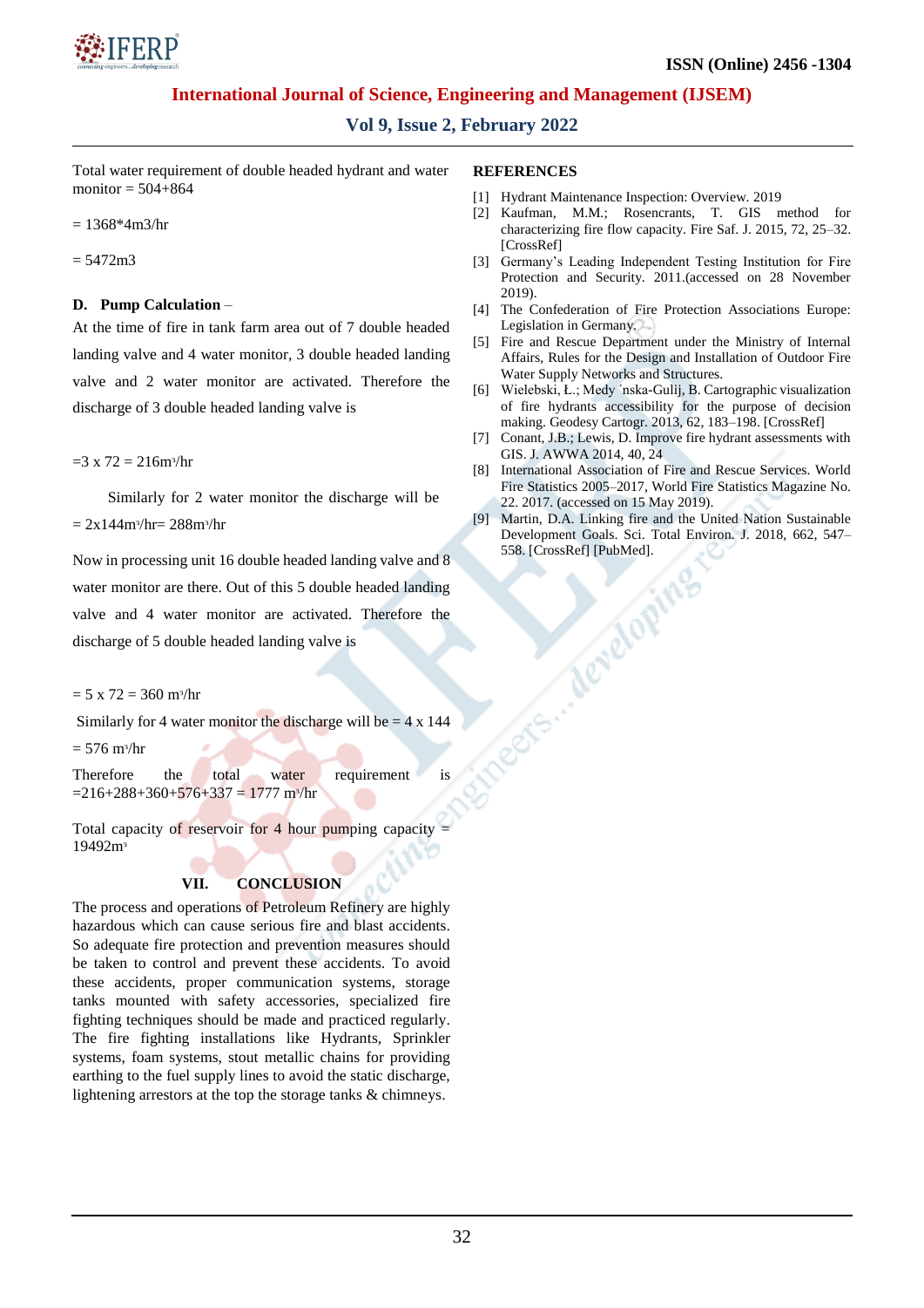Total water requirement of double headed hydrant and water monitor = 504+864

= 1368*4m3/hr

= 5472m3

**D. Pump Calculation** –

At the time of fire in tank farm area out of 7 double headed landing valve and 4 water monitor, 3 double headed landing valve and 2 water monitor are activated. Therefore the discharge of 3 double headed landing valve is

$=3 \times 72 = 216 m^3/hr$

Similarly for 2 water monitor the discharge will be $= 2 \times 144 m^3/hr = 288 m^3/hr$

Now in processing unit 16 double headed landing valve and 8 water monitor are there. Out of this 5 double headed landing valve and 4 water monitor are activated. Therefore the discharge of 5 double headed landing valve is

$= 5 \times 72 = 360 m^3/hr$

Similarly for 4 water monitor the discharge will be $= 4 \times 144$

$= 576 m^3/hr$

Therefore the total water requirement is $=216+288+360+576+337 = 1777 m^3/hr$

Total capacity of reservoir for 4 hour pumping capacity = $19492 m^3$

## VII. CONCLUSION

The process and operations of Petroleum Refinery are highly hazardous which can cause serious fire and blast accidents. So adequate fire protection and prevention measures should be taken to control and prevent these accidents. To avoid these accidents, proper communication systems, storage tanks mounted with safety accessories, specialized fire fighting techniques should be made and practiced regularly. The fire fighting installations like Hydrants, Sprinkler systems, foam systems, stout metallic chains for providing earthing to the fuel supply lines to avoid the static discharge, lightening arrestors at the top the storage tanks & chimneys.

## REFERENCES

[1] Hydrant Maintenance Inspection: Overview. 2019

[2] Kaufman, M.M.; Rosencrants, T. GIS method for characterizing fire flow capacity. Fire Saf. J. 2015, 72, 25–32. [CrossRef]

[3] Germany's Leading Independent Testing Institution for Fire Protection and Security. 2011.(accessed on 28 November 2019).

[4] The Confederation of Fire Protection Associations Europe: Legislation in Germany.

[5] Fire and Rescue Department under the Ministry of Internal Affairs, Rules for the Design and Installation of Outdoor Fire Water Supply Networks and Structures.

[6] Wielebski, Ł.; Medy ´nska-Gulij, B. Cartographic visualization of fire hydrants accessibility for the purpose of decision making. Geodesy Cartogr. 2013, 62, 183–198. [CrossRef]

[7] Conant, J.B.; Lewis, D. Improve fire hydrant assessments with GIS. J. AWWA 2014, 40, 24

[8] International Association of Fire and Rescue Services. World Fire Statistics 2005–2017, World Fire Statistics Magazine No. 22. 2017. (accessed on 15 May 2019).

[9] Martin, D.A. Linking fire and the United Nation Sustainable Development Goals. Sci. Total Environ. J. 2018, 662, 547–558. [CrossRef] [PubMed].